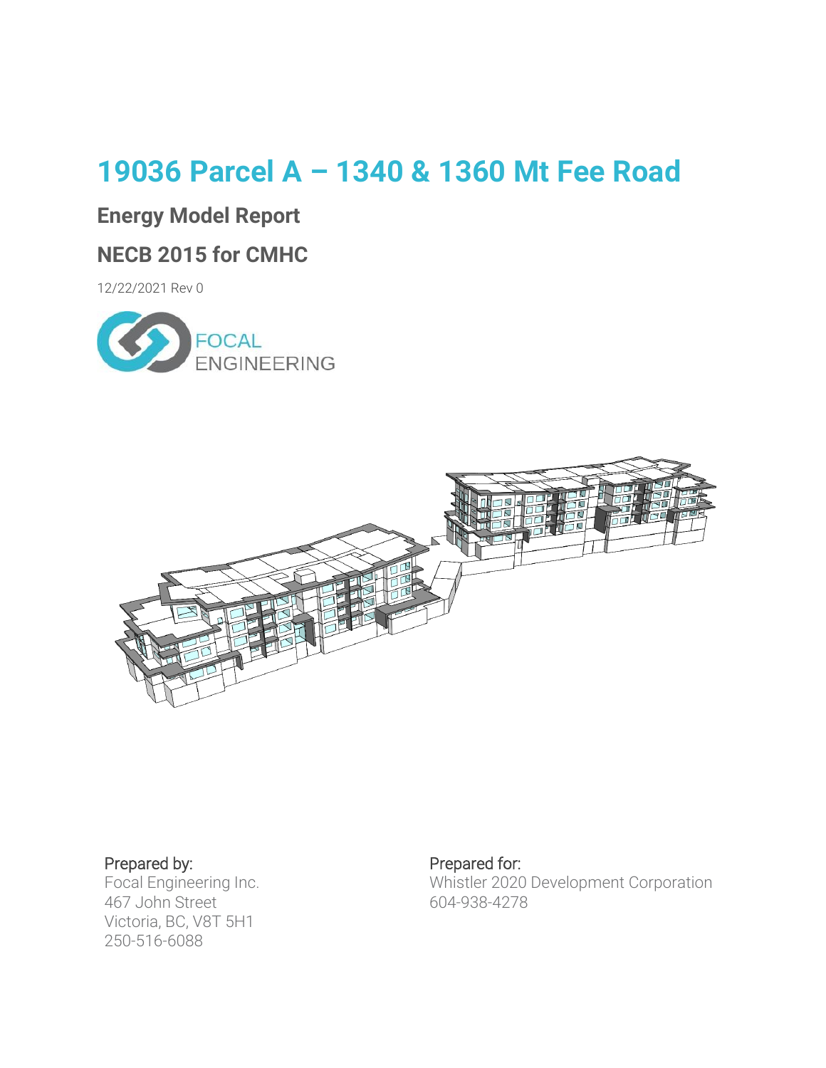# 19036 Parcel A – 1340 & 1360 Mt Fee Road

## Energy Model Report

## NECB 2015 for CMHC

12/22/2021 Rev 0

FOCAL ENGINEERING

Prepared by:
Focal Engineering Inc.
467 John Street
Victoria, BC, V8T 5H1
250-516-6088

Prepared for:
Whistler 2020 Development Corporation
604-938-4278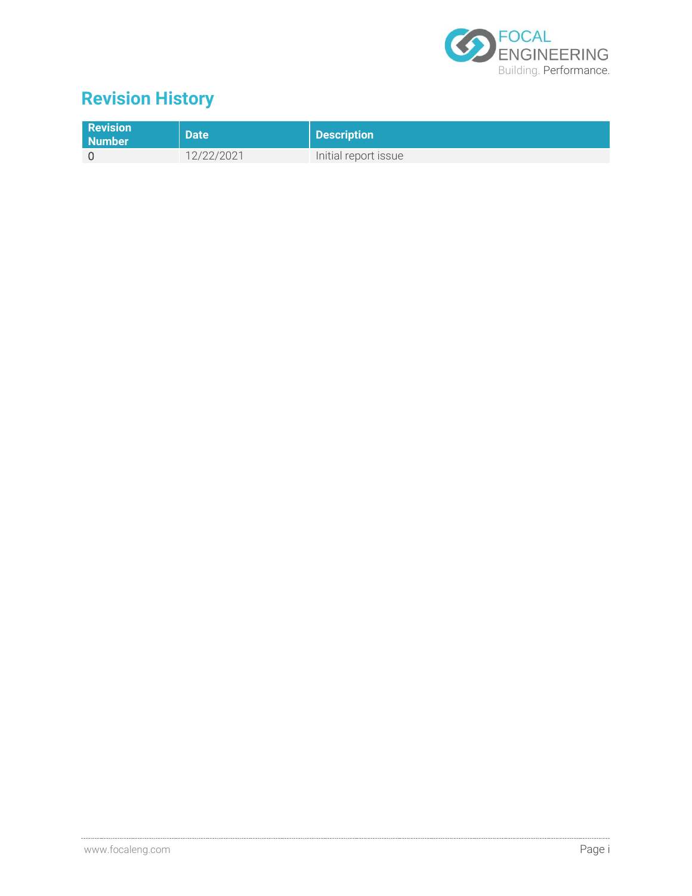# Revision History

| Revision Number | Date | Description |
|---|---|---|
| 0 | 12/22/2021 | Initial report issue |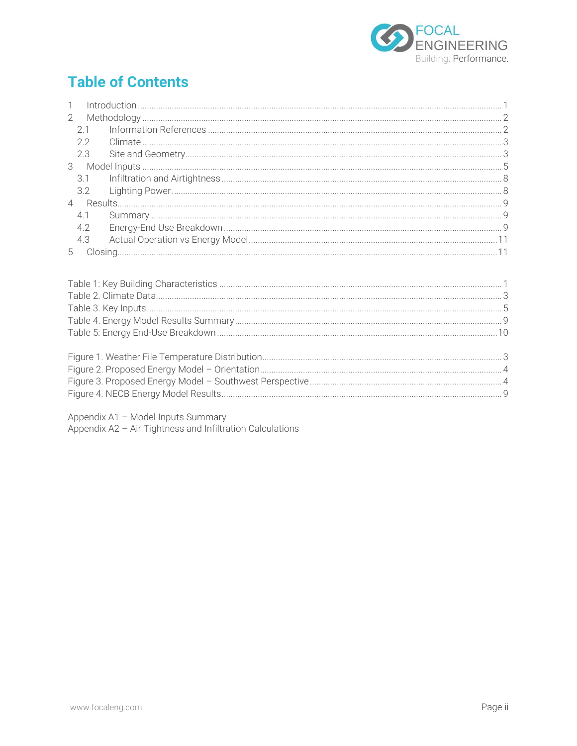# Table of Contents

1 Introduction ..... 1
2 Methodology ..... 2
  2.1 Information References ..... 2
  2.2 Climate ..... 3
  2.3 Site and Geometry ..... 3
3 Model Inputs ..... 5
  3.1 Infiltration and Airtightness ..... 8
  3.2 Lighting Power ..... 8
4 Results ..... 9
  4.1 Summary ..... 9
  4.2 Energy-End Use Breakdown ..... 9
  4.3 Actual Operation vs Energy Model ..... 11
5 Closing ..... 11

Table 1: Key Building Characteristics ..... 1
Table 2. Climate Data ..... 3
Table 3. Key Inputs ..... 5
Table 4. Energy Model Results Summary ..... 9
Table 5: Energy End-Use Breakdown ..... 10

Figure 1. Weather File Temperature Distribution ..... 3
Figure 2. Proposed Energy Model – Orientation ..... 4
Figure 3. Proposed Energy Model – Southwest Perspective ..... 4
Figure 4. NECB Energy Model Results ..... 9

Appendix A1 – Model Inputs Summary
Appendix A2 – Air Tightness and Infiltration Calculations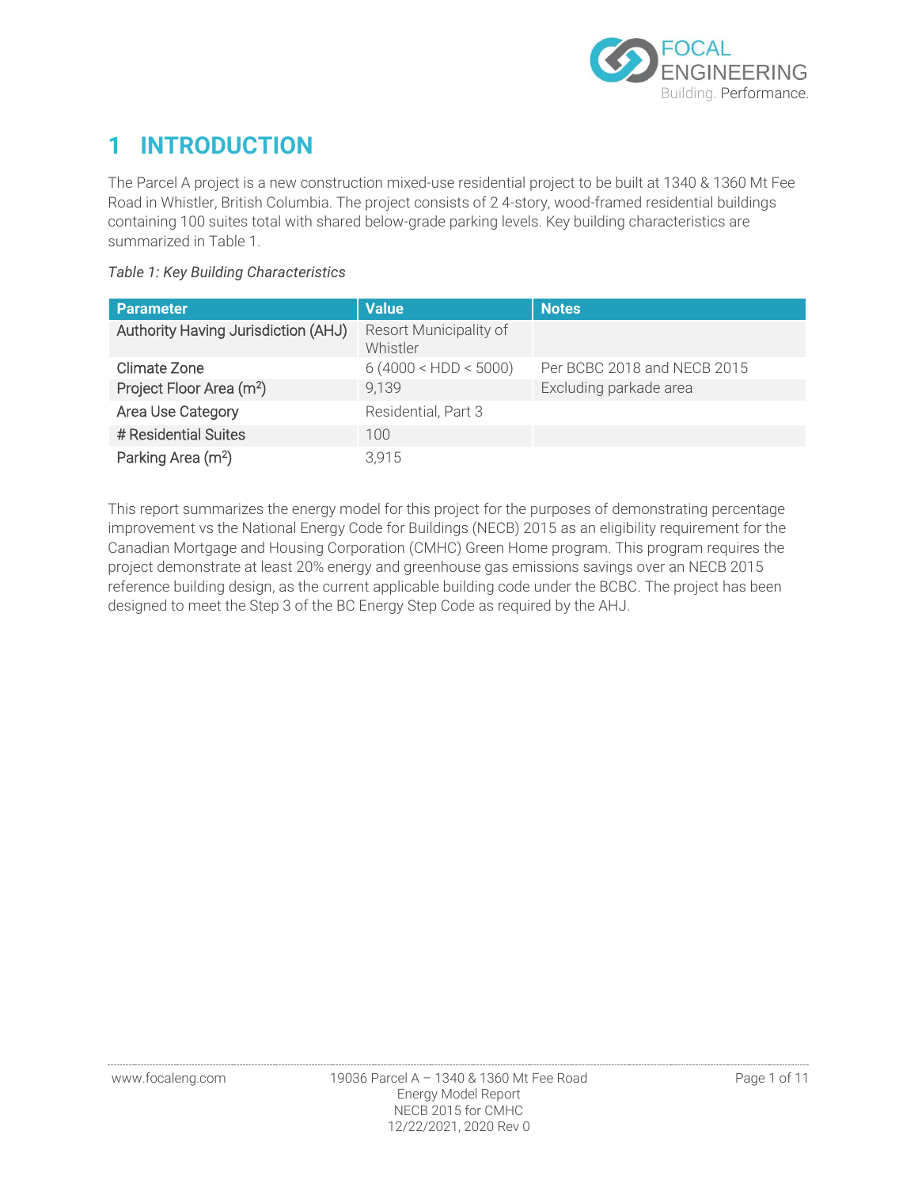# 1 INTRODUCTION

The Parcel A project is a new construction mixed-use residential project to be built at 1340 & 1360 Mt Fee Road in Whistler, British Columbia. The project consists of 2 4-story, wood-framed residential buildings containing 100 suites total with shared below-grade parking levels. Key building characteristics are summarized in Table 1.

*Table 1: Key Building Characteristics*

| Parameter | Value | Notes |
|---|---|---|
| Authority Having Jurisdiction (AHJ) | Resort Municipality of Whistler | |
| Climate Zone | 6 (4000 < HDD < 5000) | Per BCBC 2018 and NECB 2015 |
| Project Floor Area ($m^2$) | 9,139 | Excluding parkade area |
| Area Use Category | Residential, Part 3 | |
| # Residential Suites | 100 | |
| Parking Area ($m^2$) | 3,915 | |

This report summarizes the energy model for this project for the purposes of demonstrating percentage improvement vs the National Energy Code for Buildings (NECB) 2015 as an eligibility requirement for the Canadian Mortgage and Housing Corporation (CMHC) Green Home program. This program requires the project demonstrate at least 20% energy and greenhouse gas emissions savings over an NECB 2015 reference building design, as the current applicable building code under the BCBC. The project has been designed to meet the Step 3 of the BC Energy Step Code as required by the AHJ.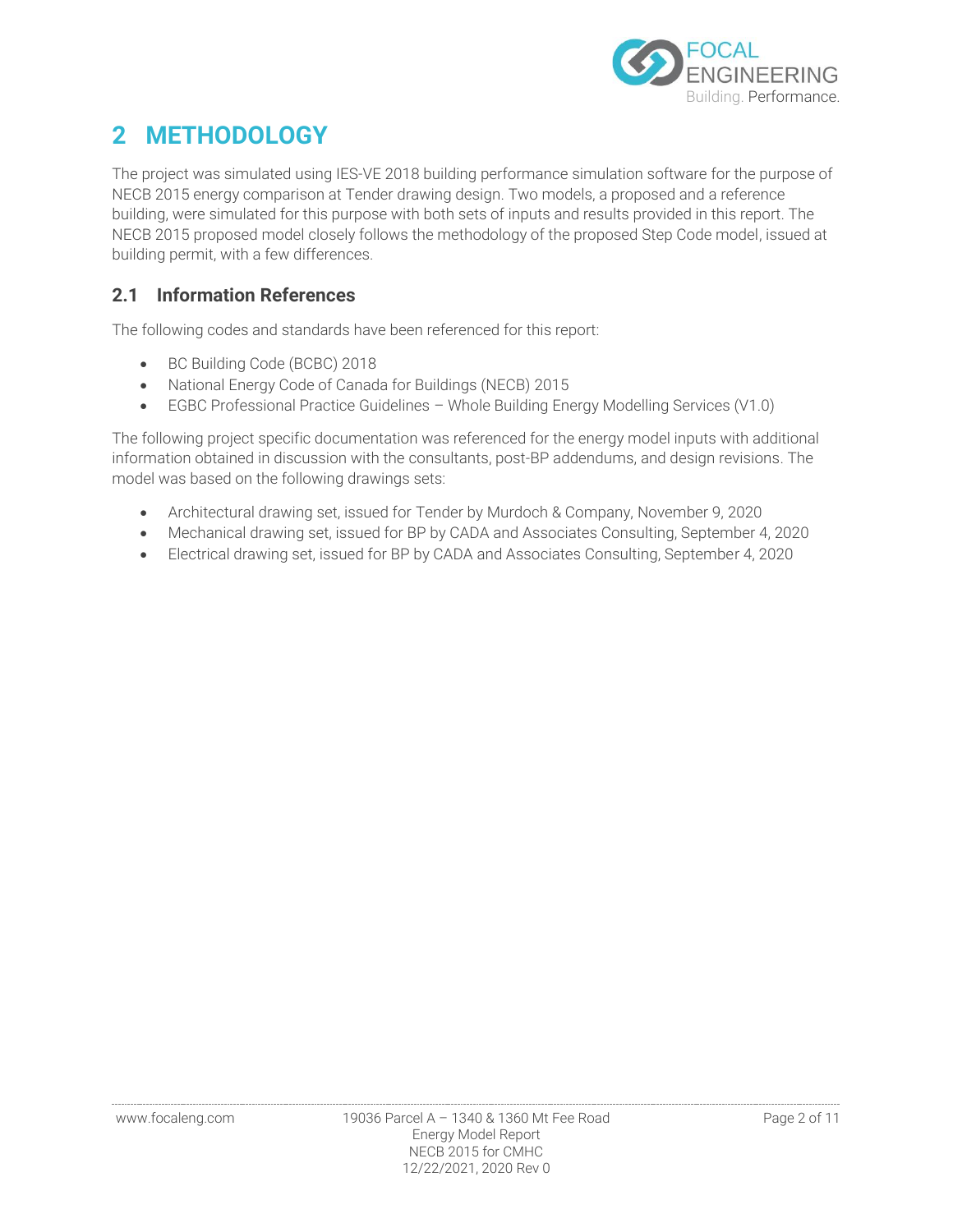# 2 METHODOLOGY

The project was simulated using IES-VE 2018 building performance simulation software for the purpose of NECB 2015 energy comparison at Tender drawing design. Two models, a proposed and a reference building, were simulated for this purpose with both sets of inputs and results provided in this report. The NECB 2015 proposed model closely follows the methodology of the proposed Step Code model, issued at building permit, with a few differences.

## 2.1 Information References

The following codes and standards have been referenced for this report:

- BC Building Code (BCBC) 2018
- National Energy Code of Canada for Buildings (NECB) 2015
- EGBC Professional Practice Guidelines – Whole Building Energy Modelling Services (V1.0)

The following project specific documentation was referenced for the energy model inputs with additional information obtained in discussion with the consultants, post-BP addendums, and design revisions. The model was based on the following drawings sets:

- Architectural drawing set, issued for Tender by Murdoch & Company, November 9, 2020
- Mechanical drawing set, issued for BP by CADA and Associates Consulting, September 4, 2020
- Electrical drawing set, issued for BP by CADA and Associates Consulting, September 4, 2020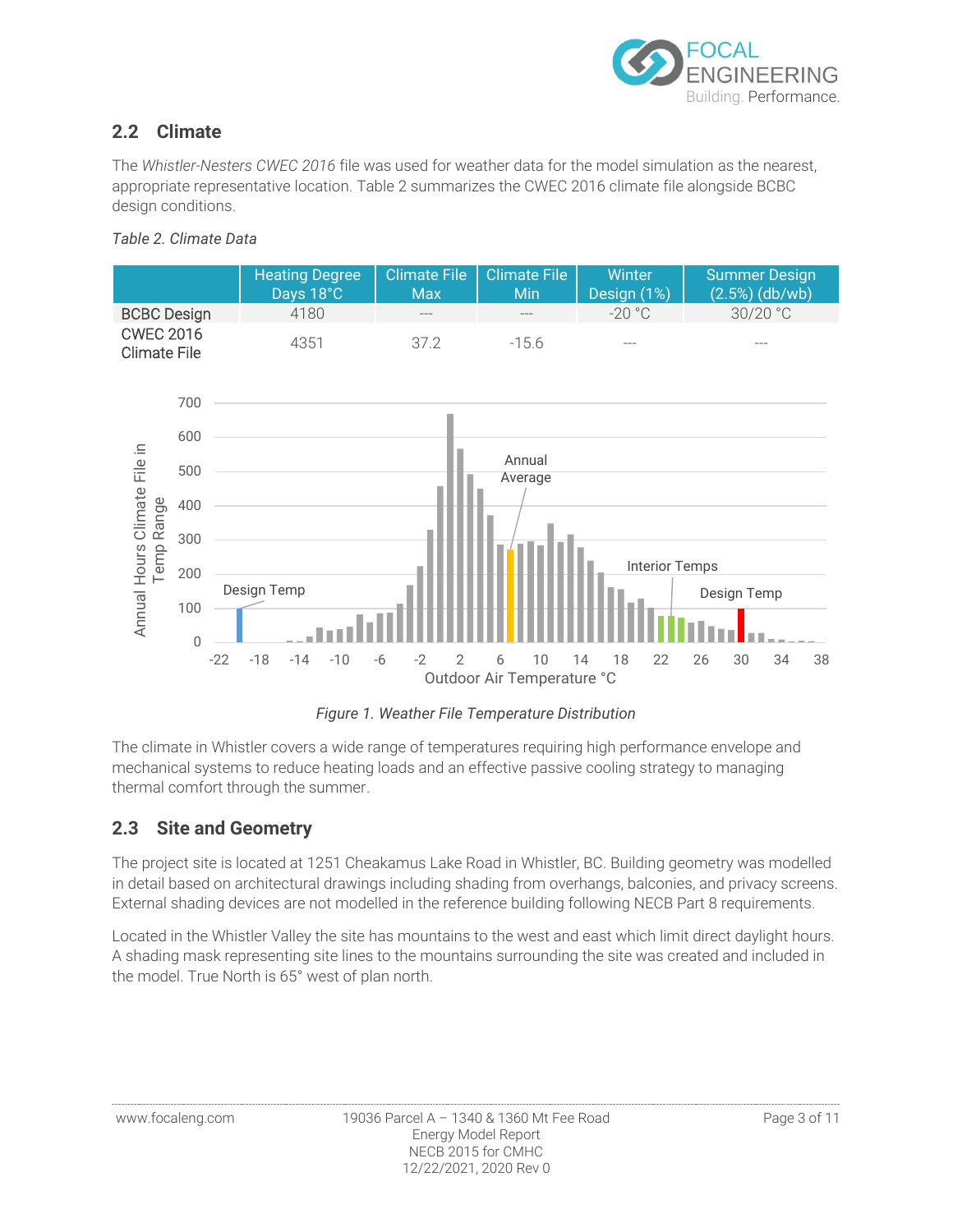## 2.2 Climate

The *Whistler-Nesters CWEC 2016* file was used for weather data for the model simulation as the nearest, appropriate representative location. Table 2 summarizes the CWEC 2016 climate file alongside BCBC design conditions.

*Table 2. Climate Data*

| | Heating Degree Days 18°C | Climate File Max | Climate File Min | Winter Design (1%) | Summer Design (2.5%) (db/wb) |
|---|---|---|---|---|---|
| BCBC Design | 4180 | --- | --- | -20 °C | 30/20 °C |
| CWEC 2016 Climate File | 4351 | 37.2 | -15.6 | --- | --- |

*Figure 1. Weather File Temperature Distribution*

The climate in Whistler covers a wide range of temperatures requiring high performance envelope and mechanical systems to reduce heating loads and an effective passive cooling strategy to managing thermal comfort through the summer.

## 2.3 Site and Geometry

The project site is located at 1251 Cheakamus Lake Road in Whistler, BC. Building geometry was modelled in detail based on architectural drawings including shading from overhangs, balconies, and privacy screens. External shading devices are not modelled in the reference building following NECB Part 8 requirements.

Located in the Whistler Valley the site has mountains to the west and east which limit direct daylight hours. A shading mask representing site lines to the mountains surrounding the site was created and included in the model. True North is 65° west of plan north.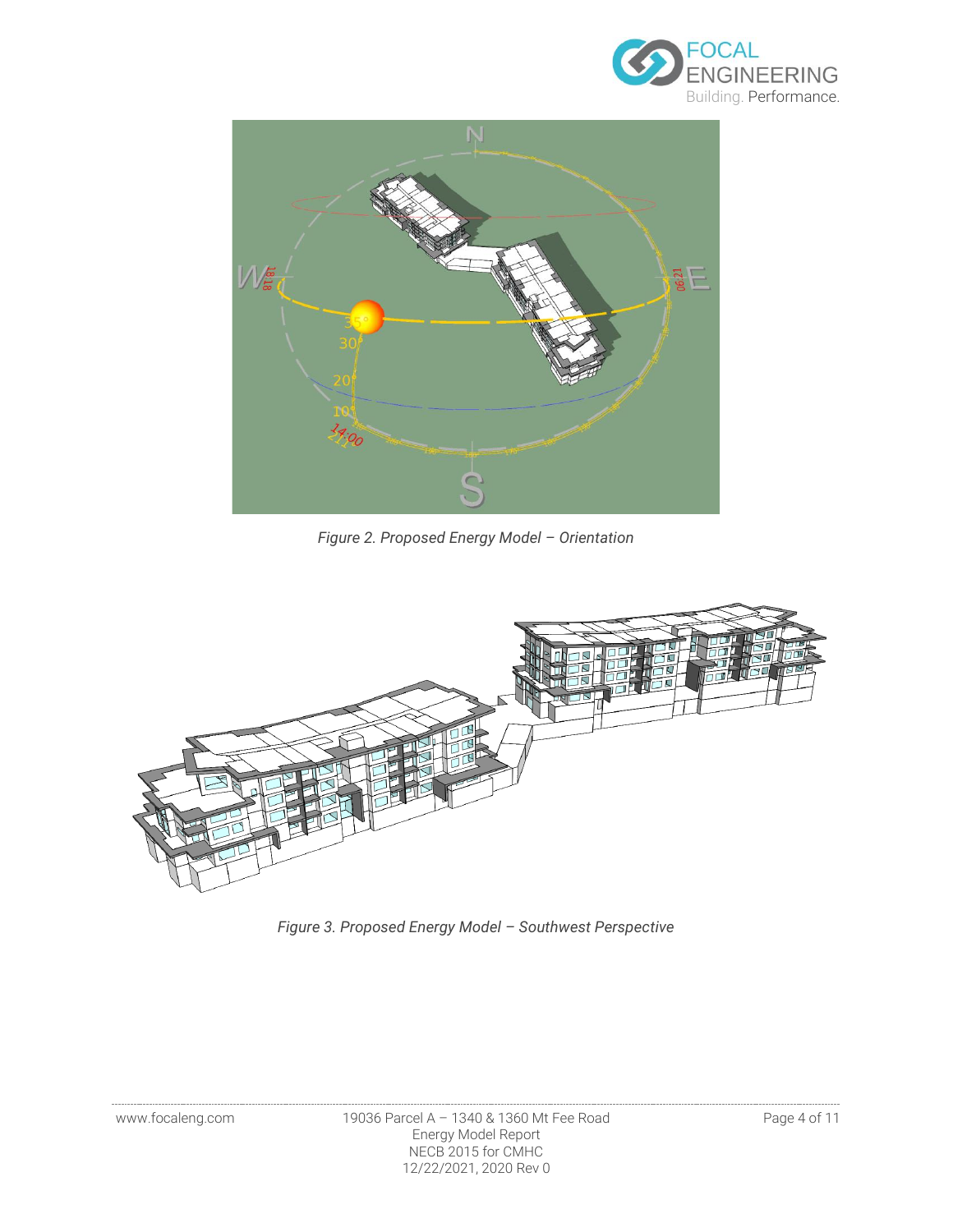*Figure 2. Proposed Energy Model – Orientation*

*Figure 3. Proposed Energy Model – Southwest Perspective*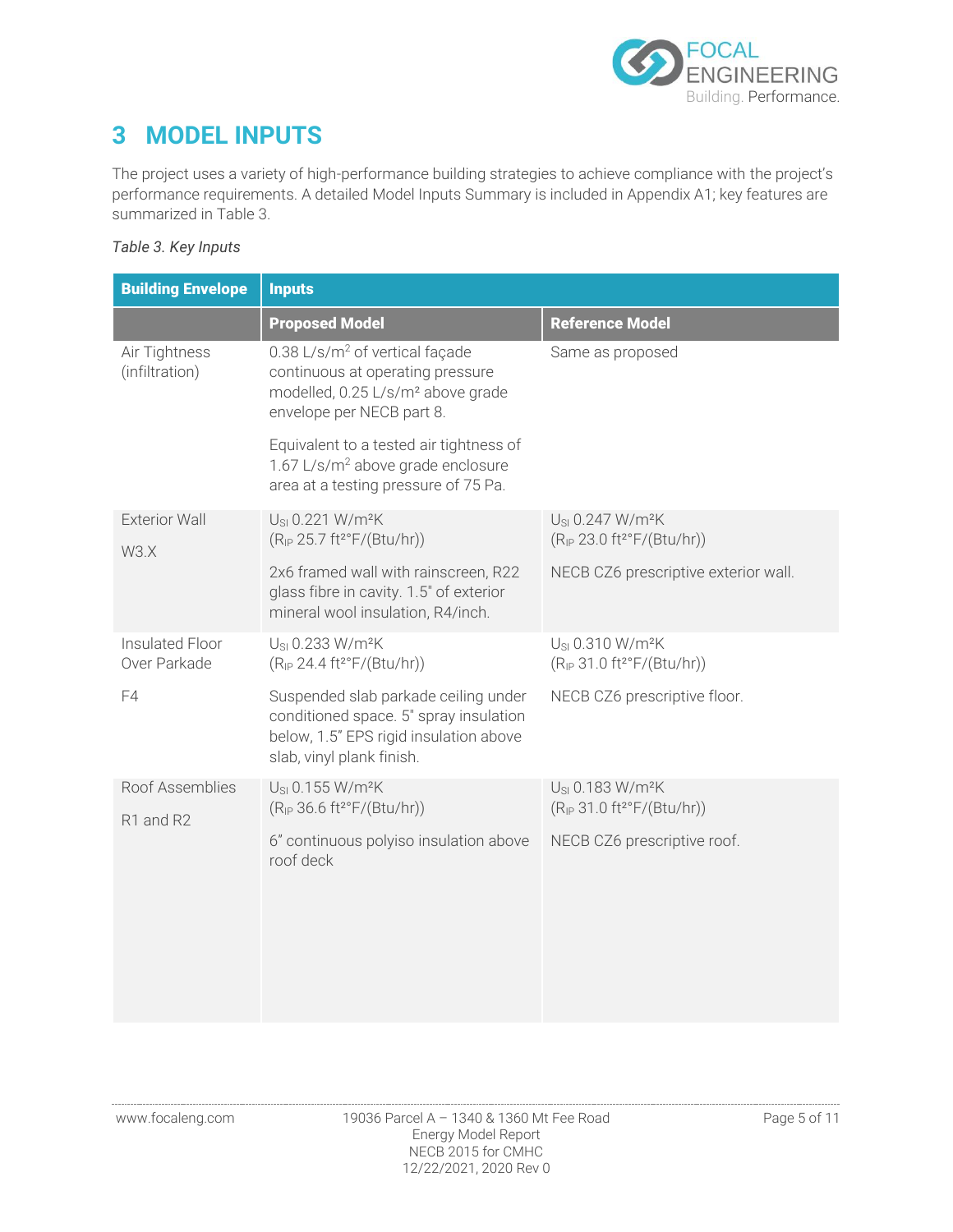# 3 MODEL INPUTS

The project uses a variety of high-performance building strategies to achieve compliance with the project's performance requirements. A detailed Model Inputs Summary is included in Appendix A1; key features are summarized in Table 3.

*Table 3. Key Inputs*

| Building Envelope | Inputs | |
|---|---|---|
| | **Proposed Model** | **Reference Model** |
| Air Tightness (infiltration) | 0.38 L/s/m² of vertical façade continuous at operating pressure modelled, 0.25 L/s/m² above grade envelope per NECB part 8.<br><br>Equivalent to a tested air tightness of 1.67 L/s/m² above grade enclosure area at a testing pressure of 75 Pa. | Same as proposed |
| Exterior Wall<br><br>W3.X | $U_{SI}$ 0.221 W/m²K<br>($R_{IP}$ 25.7 ft²°F/(Btu/hr))<br><br>2x6 framed wall with rainscreen, R22 glass fibre in cavity. 1.5" of exterior mineral wool insulation, R4/inch. | $U_{SI}$ 0.247 W/m²K<br>($R_{IP}$ 23.0 ft²°F/(Btu/hr))<br><br>NECB CZ6 prescriptive exterior wall. |
| Insulated Floor Over Parkade<br><br>F4 | $U_{SI}$ 0.233 W/m²K<br>($R_{IP}$ 24.4 ft²°F/(Btu/hr))<br><br>Suspended slab parkade ceiling under conditioned space. 5" spray insulation below, 1.5" EPS rigid insulation above slab, vinyl plank finish. | $U_{SI}$ 0.310 W/m²K<br>($R_{IP}$ 31.0 ft²°F/(Btu/hr))<br><br>NECB CZ6 prescriptive floor. |
| Roof Assemblies<br><br>R1 and R2 | $U_{SI}$ 0.155 W/m²K<br>($R_{IP}$ 36.6 ft²°F/(Btu/hr))<br><br>6" continuous polyiso insulation above roof deck | $U_{SI}$ 0.183 W/m²K<br>($R_{IP}$ 31.0 ft²°F/(Btu/hr))<br><br>NECB CZ6 prescriptive roof. |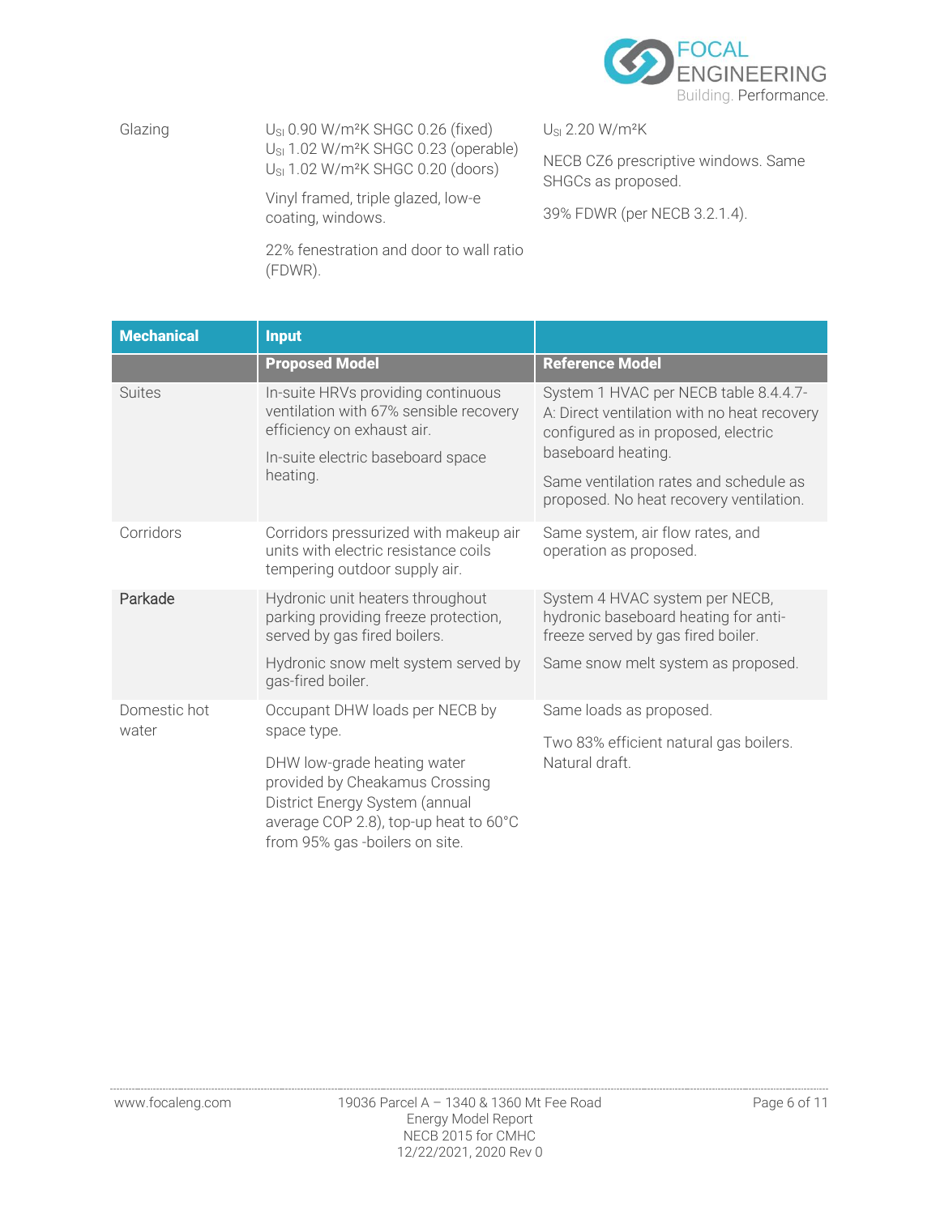| | | |
|---|---|---|
| Glazing | $U_{SI}$ 0.90 W/m²K SHGC 0.26 (fixed)<br>$U_{SI}$ 1.02 W/m²K SHGC 0.23 (operable)<br>$U_{SI}$ 1.02 W/m²K SHGC 0.20 (doors)<br><br>Vinyl framed, triple glazed, low-e coating, windows.<br><br>22% fenestration and door to wall ratio (FDWR). | $U_{SI}$ 2.20 W/m²K<br><br>NECB CZ6 prescriptive windows. Same SHGCs as proposed.<br><br>39% FDWR (per NECB 3.2.1.4). |

| **Mechanical** | **Input** | |
|---|---|---|
| | **Proposed Model** | **Reference Model** |
| Suites | In-suite HRVs providing continuous ventilation with 67% sensible recovery efficiency on exhaust air.<br><br>In-suite electric baseboard space heating. | System 1 HVAC per NECB table 8.4.4.7-A: Direct ventilation with no heat recovery configured as in proposed, electric baseboard heating.<br><br>Same ventilation rates and schedule as proposed. No heat recovery ventilation. |
| Corridors | Corridors pressurized with makeup air units with electric resistance coils tempering outdoor supply air. | Same system, air flow rates, and operation as proposed. |
| Parkade | Hydronic unit heaters throughout parking providing freeze protection, served by gas fired boilers.<br><br>Hydronic snow melt system served by gas-fired boiler. | System 4 HVAC system per NECB, hydronic baseboard heating for anti-freeze served by gas fired boiler.<br><br>Same snow melt system as proposed. |
| Domestic hot water | Occupant DHW loads per NECB by space type.<br><br>DHW low-grade heating water provided by Cheakamus Crossing District Energy System (annual average COP 2.8), top-up heat to 60°C from 95% gas -boilers on site. | Same loads as proposed.<br><br>Two 83% efficient natural gas boilers. Natural draft. |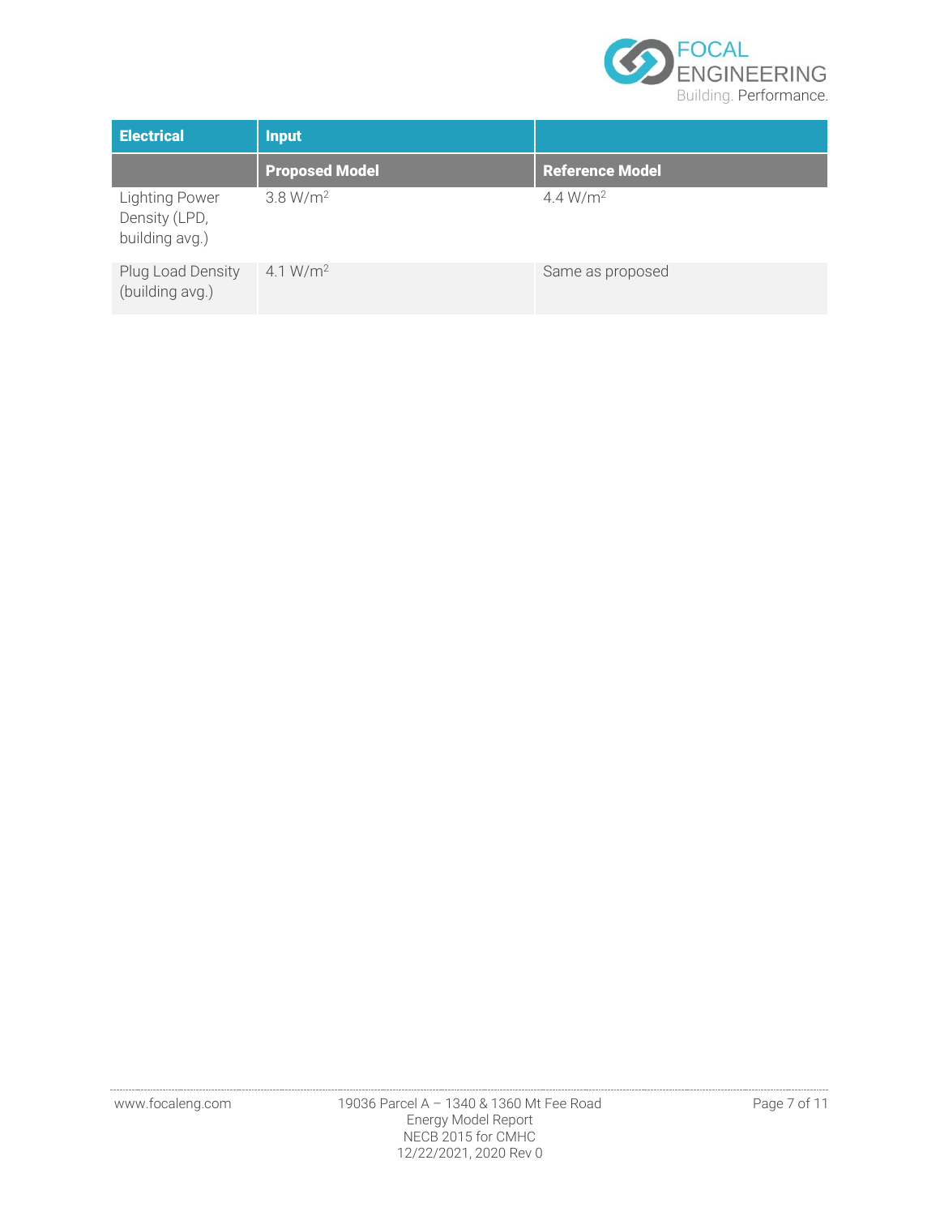| Electrical | Input | |
| --- | --- | --- |
| | **Proposed Model** | **Reference Model** |
| Lighting Power Density (LPD, building avg.) | 3.8 W/m$^2$ | 4.4 W/m$^2$ |
| Plug Load Density (building avg.) | 4.1 W/m$^2$ | Same as proposed |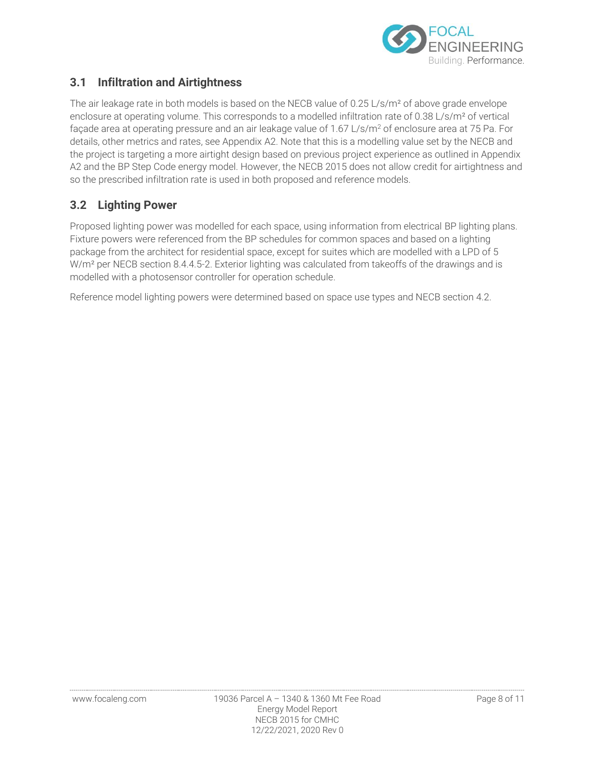## 3.1 Infiltration and Airtightness

The air leakage rate in both models is based on the NECB value of 0.25 L/s/m² of above grade envelope enclosure at operating volume. This corresponds to a modelled infiltration rate of 0.38 L/s/m² of vertical façade area at operating pressure and an air leakage value of 1.67 L/s/m$^2$ of enclosure area at 75 Pa. For details, other metrics and rates, see Appendix A2. Note that this is a modelling value set by the NECB and the project is targeting a more airtight design based on previous project experience as outlined in Appendix A2 and the BP Step Code energy model. However, the NECB 2015 does not allow credit for airtightness and so the prescribed infiltration rate is used in both proposed and reference models.

## 3.2 Lighting Power

Proposed lighting power was modelled for each space, using information from electrical BP lighting plans. Fixture powers were referenced from the BP schedules for common spaces and based on a lighting package from the architect for residential space, except for suites which are modelled with a LPD of 5 W/m² per NECB section 8.4.4.5-2. Exterior lighting was calculated from takeoffs of the drawings and is modelled with a photosensor controller for operation schedule.

Reference model lighting powers were determined based on space use types and NECB section 4.2.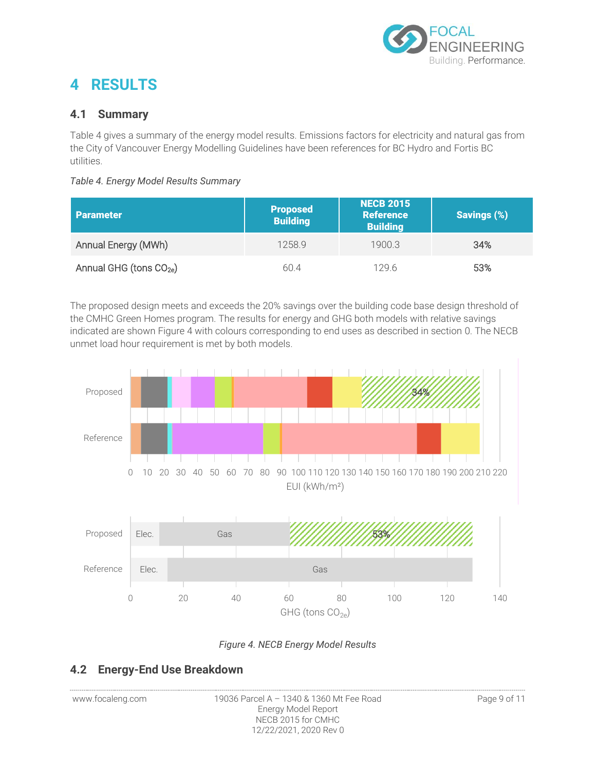# 4 RESULTS

## 4.1 Summary

Table 4 gives a summary of the energy model results. Emissions factors for electricity and natural gas from the City of Vancouver Energy Modelling Guidelines have been references for BC Hydro and Fortis BC utilities.

*Table 4. Energy Model Results Summary*

| Parameter | Proposed Building | NECB 2015 Reference Building | Savings (%) |
|---|---|---|---|
| Annual Energy (MWh) | 1258.9 | 1900.3 | 34% |
| Annual GHG (tons $CO_{2e}$) | 60.4 | 129.6 | 53% |

The proposed design meets and exceeds the 20% savings over the building code base design threshold of the CMHC Green Homes program. The results for energy and GHG both models with relative savings indicated are shown Figure 4 with colours corresponding to end uses as described in section 0. The NECB unmet load hour requirement is met by both models.

*Figure 4. NECB Energy Model Results*

## 4.2 Energy-End Use Breakdown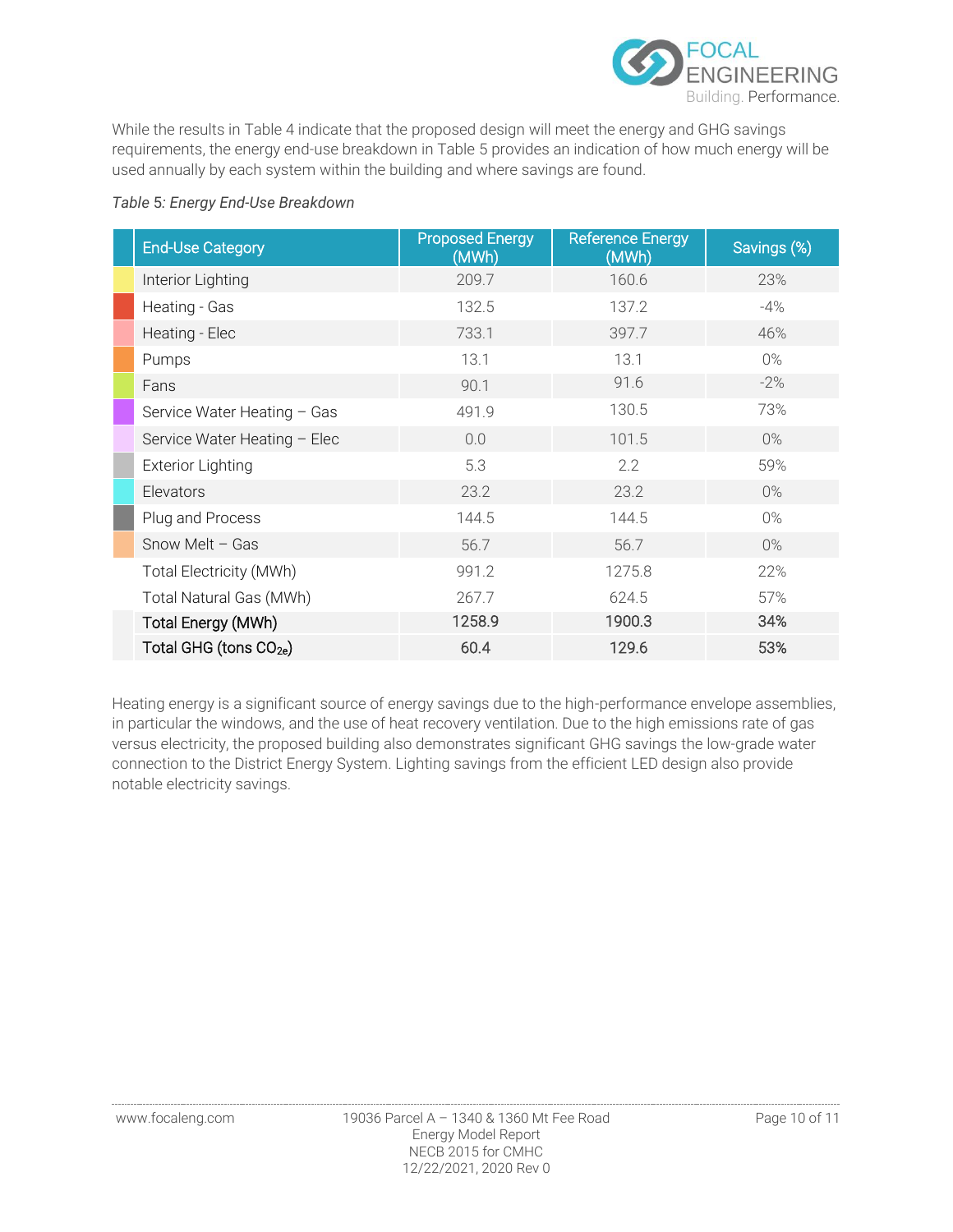While the results in Table 4 indicate that the proposed design will meet the energy and GHG savings requirements, the energy end-use breakdown in Table 5 provides an indication of how much energy will be used annually by each system within the building and where savings are found.

*Table 5: Energy End-Use Breakdown*

| End-Use Category | Proposed Energy (MWh) | Reference Energy (MWh) | Savings (%) |
|---|---|---|---|
| Interior Lighting | 209.7 | 160.6 | 23% |
| Heating - Gas | 132.5 | 137.2 | -4% |
| Heating - Elec | 733.1 | 397.7 | 46% |
| Pumps | 13.1 | 13.1 | 0% |
| Fans | 90.1 | 91.6 | -2% |
| Service Water Heating – Gas | 491.9 | 130.5 | 73% |
| Service Water Heating – Elec | 0.0 | 101.5 | 0% |
| Exterior Lighting | 5.3 | 2.2 | 59% |
| Elevators | 23.2 | 23.2 | 0% |
| Plug and Process | 144.5 | 144.5 | 0% |
| Snow Melt – Gas | 56.7 | 56.7 | 0% |
| Total Electricity (MWh) | 991.2 | 1275.8 | 22% |
| Total Natural Gas (MWh) | 267.7 | 624.5 | 57% |
| **Total Energy (MWh)** | **1258.9** | **1900.3** | **34%** |
| **Total GHG (tons $CO_{2e}$)** | **60.4** | **129.6** | **53%** |

Heating energy is a significant source of energy savings due to the high-performance envelope assemblies, in particular the windows, and the use of heat recovery ventilation. Due to the high emissions rate of gas versus electricity, the proposed building also demonstrates significant GHG savings the low-grade water connection to the District Energy System. Lighting savings from the efficient LED design also provide notable electricity savings.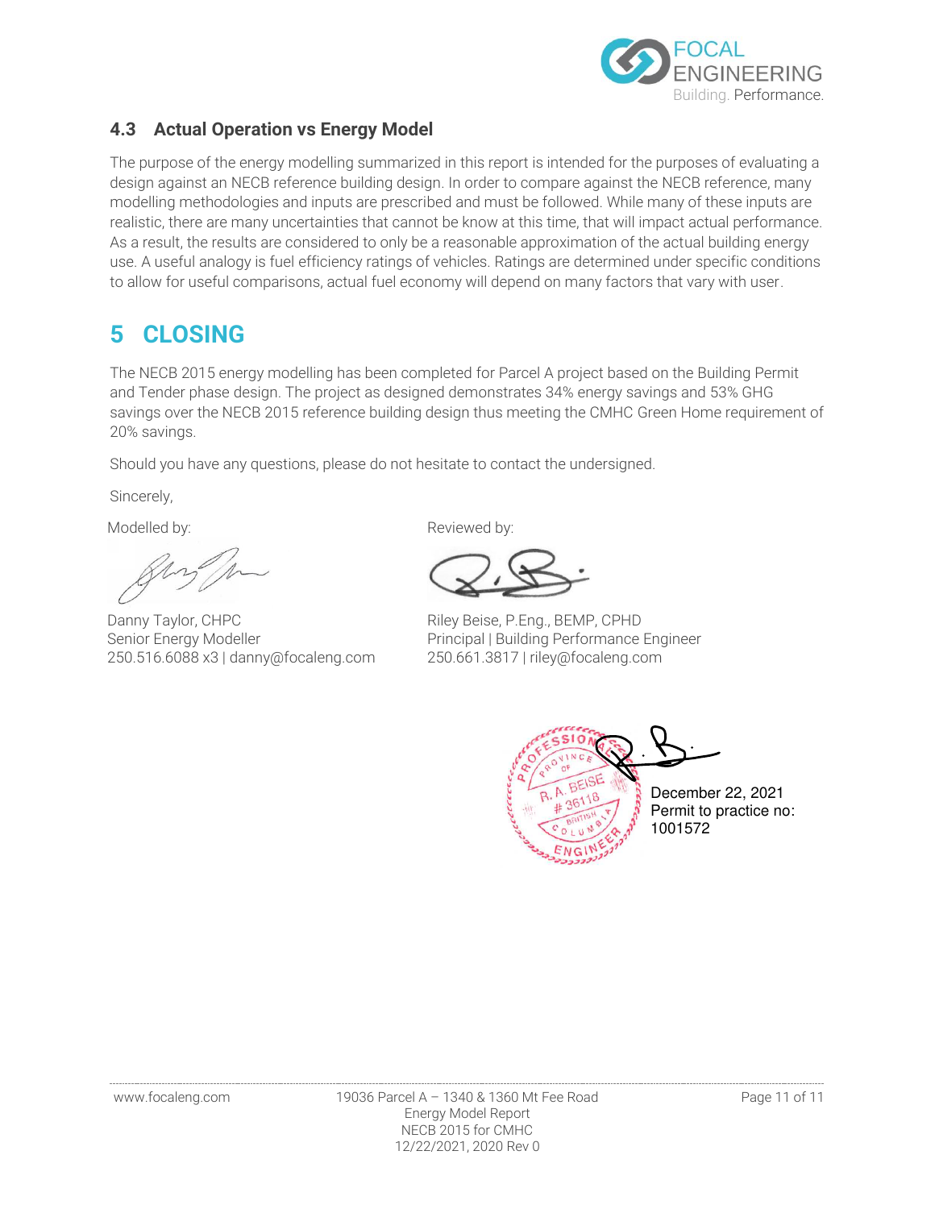### 4.3 Actual Operation vs Energy Model

The purpose of the energy modelling summarized in this report is intended for the purposes of evaluating a design against an NECB reference building design. In order to compare against the NECB reference, many modelling methodologies and inputs are prescribed and must be followed. While many of these inputs are realistic, there are many uncertainties that cannot be know at this time, that will impact actual performance. As a result, the results are considered to only be a reasonable approximation of the actual building energy use. A useful analogy is fuel efficiency ratings of vehicles. Ratings are determined under specific conditions to allow for useful comparisons, actual fuel economy will depend on many factors that vary with user.

# 5 CLOSING

The NECB 2015 energy modelling has been completed for Parcel A project based on the Building Permit and Tender phase design. The project as designed demonstrates 34% energy savings and 53% GHG savings over the NECB 2015 reference building design thus meeting the CMHC Green Home requirement of 20% savings.

Should you have any questions, please do not hesitate to contact the undersigned.

Sincerely,

Modelled by:

Danny Taylor, CHPC
Senior Energy Modeller
250.516.6088 x3 | danny@focaleng.com

Reviewed by:

Riley Beise, P.Eng., BEMP, CPHD
Principal | Building Performance Engineer
250.661.3817 | riley@focaleng.com

PROFESSIONAL ENGINEER — PROVINCE OF BRITISH COLUMBIA — R. A. BEISE # 36118

December 22, 2021
Permit to practice no: 1001572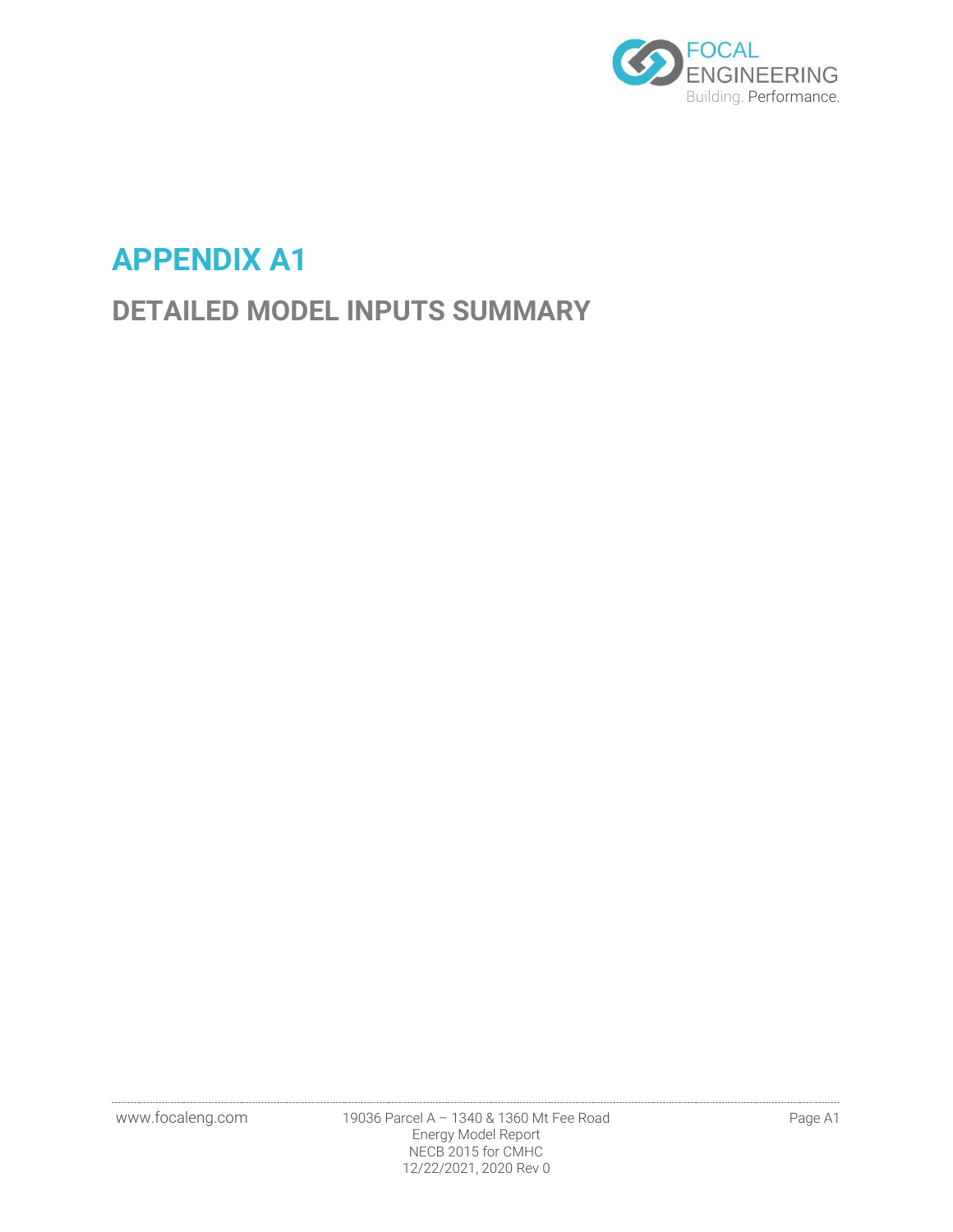# APPENDIX A1

## DETAILED MODEL INPUTS SUMMARY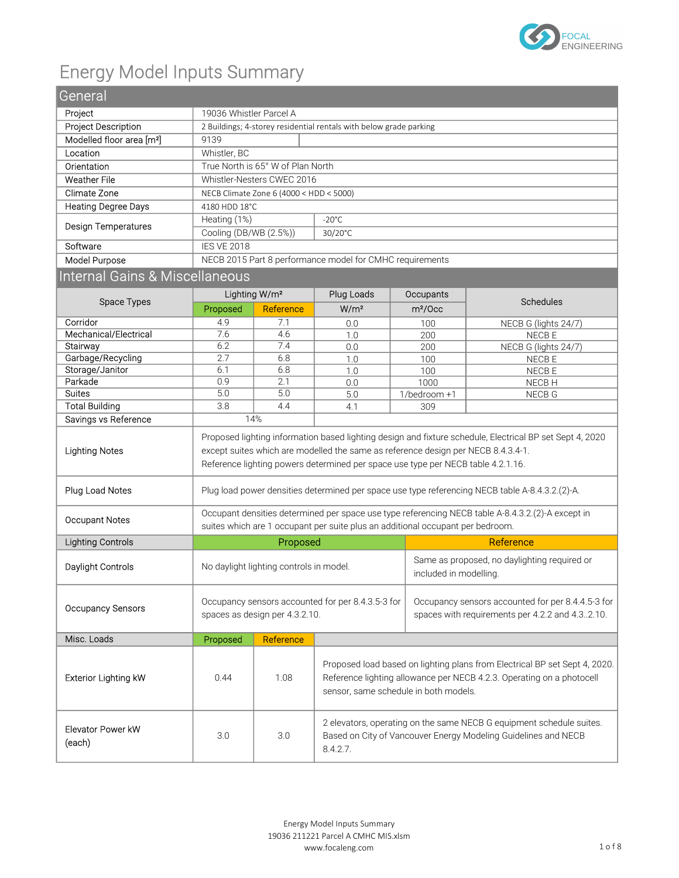# Energy Model Inputs Summary

## General

| | |
|---|---|
| Project | 19036 Whistler Parcel A |
| Project Description | 2 Buildings; 4-storey residential rentals with below grade parking |
| Modelled floor area [m²] | 9139 |
| Location | Whistler, BC |
| Orientation | True North is 65° W of Plan North |
| Weather File | Whistler-Nesters CWEC 2016 |
| Climate Zone | NECB Climate Zone 6 (4000 < HDD < 5000) |
| Heating Degree Days | 4180 HDD 18°C |
| Design Temperatures | Heating (1%): -20°C |
| | Cooling (DB/WB (2.5%)): 30/20°C |
| Software | IES VE 2018 |
| Model Purpose | NECB 2015 Part 8 performance model for CMHC requirements |

## Internal Gains & Miscellaneous

| Space Types | Lighting W/m² | | Plug Loads | Occupants | Schedules |
|---|---|---|---|---|---|
| | Proposed | Reference | W/m² | m²/Occ | |
| Corridor | 4.9 | 7.1 | 0.0 | 100 | NECB G (lights 24/7) |
| Mechanical/Electrical | 7.6 | 4.6 | 1.0 | 200 | NECB E |
| Stairway | 6.2 | 7.4 | 0.0 | 200 | NECB G (lights 24/7) |
| Garbage/Recycling | 2.7 | 6.8 | 1.0 | 100 | NECB E |
| Storage/Janitor | 6.1 | 6.8 | 1.0 | 100 | NECB E |
| Parkade | 0.9 | 2.1 | 0.0 | 1000 | NECB H |
| Suites | 5.0 | 5.0 | 5.0 | 1/bedroom +1 | NECB G |
| Total Building | 3.8 | 4.4 | 4.1 | 309 | |
| Savings vs Reference | 14% | | | | |

| | |
|---|---|
| Lighting Notes | Proposed lighting information based lighting design and fixture schedule, Electrical BP set Sept 4, 2020 except suites which are modelled the same as reference design per NECB 8.4.3.4-1. Reference lighting powers determined per space use type per NECB table 4.2.1.16. |
| Plug Load Notes | Plug load power densities determined per space use type referencing NECB table A-8.4.3.2.(2)-A. |
| Occupant Notes | Occupant densities determined per space use type referencing NECB table A-8.4.3.2.(2)-A except in suites which are 1 occupant per suite plus an additional occupant per bedroom. |

| Lighting Controls | Proposed | Reference |
|---|---|---|
| Daylight Controls | No daylight lighting controls in model. | Same as proposed, no daylighting required or included in modelling. |
| Occupancy Sensors | Occupancy sensors accounted for per 8.4.3.5-3 for spaces as design per 4.3.2.10. | Occupancy sensors accounted for per 8.4.4.5-3 for spaces with requirements per 4.2.2 and 4.3..2.10. |

| Misc. Loads | Proposed | Reference | |
|---|---|---|---|
| Exterior Lighting kW | 0.44 | 1.08 | Proposed load based on lighting plans from Electrical BP set Sept 4, 2020. Reference lighting allowance per NECB 4.2.3. Operating on a photocell sensor, same schedule in both models. |
| Elevator Power kW (each) | 3.0 | 3.0 | 2 elevators, operating on the same NECB G equipment schedule suites. Based on City of Vancouver Energy Modeling Guidelines and NECB 8.4.2.7. |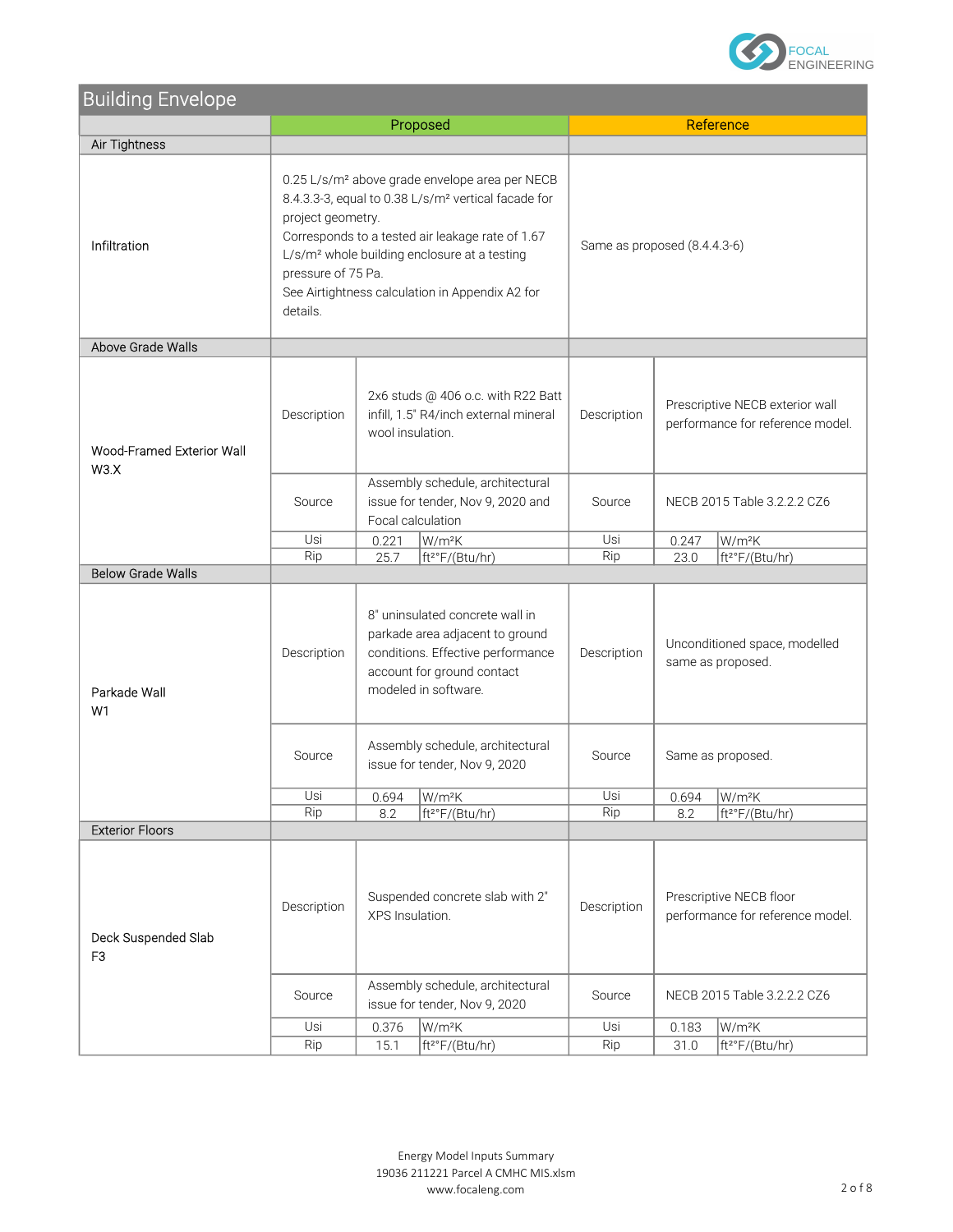## Building Envelope

| | Proposed | | | Reference | | |
|---|---|---|---|---|---|---|
| **Air Tightness** | | | | | | |
| Infiltration | 0.25 L/s/m² above grade envelope area per NECB 8.4.3.3-3, equal to 0.38 L/s/m² vertical facade for project geometry.<br>Corresponds to a tested air leakage rate of 1.67 L/s/m² whole building enclosure at a testing pressure of 75 Pa.<br>See Airtightness calculation in Appendix A2 for details. | | | Same as proposed (8.4.4.3-6) | | |
| **Above Grade Walls** | | | | | | |
| Wood-Framed Exterior Wall W3.X | Description | 2x6 studs @ 406 o.c. with R22 Batt infill, 1.5" R4/inch external mineral wool insulation. | | Description | Prescriptive NECB exterior wall performance for reference model. | |
| | Source | Assembly schedule, architectural issue for tender, Nov 9, 2020 and Focal calculation | | Source | NECB 2015 Table 3.2.2.2 CZ6 | |
| | Usi | 0.221 | W/m²K | Usi | 0.247 | W/m²K |
| | Rip | 25.7 | ft²°F/(Btu/hr) | Rip | 23.0 | ft²°F/(Btu/hr) |
| **Below Grade Walls** | | | | | | |
| Parkade Wall W1 | Description | 8" uninsulated concrete wall in parkade area adjacent to ground conditions. Effective performance account for ground contact modeled in software. | | Description | Unconditioned space, modelled same as proposed. | |
| | Source | Assembly schedule, architectural issue for tender, Nov 9, 2020 | | Source | Same as proposed. | |
| | Usi | 0.694 | W/m²K | Usi | 0.694 | W/m²K |
| | Rip | 8.2 | ft²°F/(Btu/hr) | Rip | 8.2 | ft²°F/(Btu/hr) |
| **Exterior Floors** | | | | | | |
| Deck Suspended Slab F3 | Description | Suspended concrete slab with 2" XPS Insulation. | | Description | Prescriptive NECB floor performance for reference model. | |
| | Source | Assembly schedule, architectural issue for tender, Nov 9, 2020 | | Source | NECB 2015 Table 3.2.2.2 CZ6 | |
| | Usi | 0.376 | W/m²K | Usi | 0.183 | W/m²K |
| | Rip | 15.1 | ft²°F/(Btu/hr) | Rip | 31.0 | ft²°F/(Btu/hr) |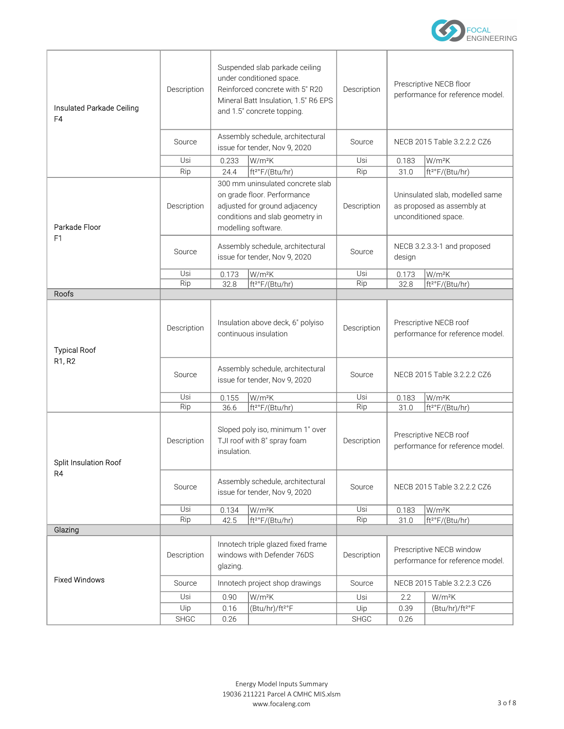| | | | | | | |
|---|---|---|---|---|---|---|
| Insulated Parkade Ceiling F4 | Description | Suspended slab parkade ceiling under conditioned space. Reinforced concrete with 5" R20 Mineral Batt Insulation, 1.5" R6 EPS and 1.5" concrete topping. | | Description | Prescriptive NECB floor performance for reference model. | |
| | Source | Assembly schedule, architectural issue for tender, Nov 9, 2020 | | Source | NECB 2015 Table 3.2.2.2 CZ6 | |
| | Usi | 0.233 | W/m²K | Usi | 0.183 | W/m²K |
| | Rip | 24.4 | ft²°F/(Btu/hr) | Rip | 31.0 | ft²°F/(Btu/hr) |
| Parkade Floor F1 | Description | 300 mm uninsulated concrete slab on grade floor. Performance adjusted for ground adjacency conditions and slab geometry in modelling software. | | Description | Uninsulated slab, modelled same as proposed as assembly at unconditioned space. | |
| | Source | Assembly schedule, architectural issue for tender, Nov 9, 2020 | | Source | NECB 3.2.3.3-1 and proposed design | |
| | Usi | 0.173 | W/m²K | Usi | 0.173 | W/m²K |
| | Rip | 32.8 | ft²°F/(Btu/hr) | Rip | 32.8 | ft²°F/(Btu/hr) |
| **Roofs** | | | | | | |
| Typical Roof R1, R2 | Description | Insulation above deck, 6" polyiso continuous insulation | | Description | Prescriptive NECB roof performance for reference model. | |
| | Source | Assembly schedule, architectural issue for tender, Nov 9, 2020 | | Source | NECB 2015 Table 3.2.2.2 CZ6 | |
| | Usi | 0.155 | W/m²K | Usi | 0.183 | W/m²K |
| | Rip | 36.6 | ft²°F/(Btu/hr) | Rip | 31.0 | ft²°F/(Btu/hr) |
| Split Insulation Roof R4 | Description | Sloped poly iso, minimum 1" over TJI roof with 8" spray foam insulation. | | Description | Prescriptive NECB roof performance for reference model. | |
| | Source | Assembly schedule, architectural issue for tender, Nov 9, 2020 | | Source | NECB 2015 Table 3.2.2.2 CZ6 | |
| | Usi | 0.134 | W/m²K | Usi | 0.183 | W/m²K |
| | Rip | 42.5 | ft²°F/(Btu/hr) | Rip | 31.0 | ft²°F/(Btu/hr) |
| **Glazing** | | | | | | |
| Fixed Windows | Description | Innotech triple glazed fixed frame windows with Defender 76DS glazing. | | Description | Prescriptive NECB window performance for reference model. | |
| | Source | Innotech project shop drawings | | Source | NECB 2015 Table 3.2.2.3 CZ6 | |
| | Usi | 0.90 | W/m²K | Usi | 2.2 | W/m²K |
| | Uip | 0.16 | (Btu/hr)/ft²°F | Uip | 0.39 | (Btu/hr)/ft²°F |
| | SHGC | 0.26 | | SHGC | 0.26 | |

Energy Model Inputs Summary
19036 211221 Parcel A CMHC MIS.xlsm
www.focaleng.com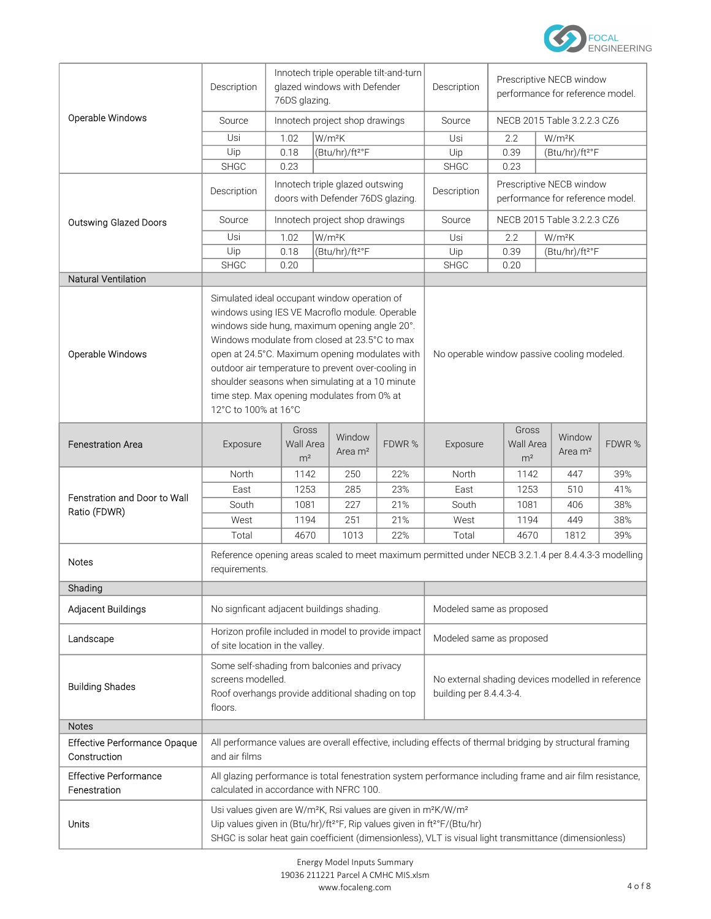| | | | | | | |
|---|---|---|---|---|---|---|
| Operable Windows | Description | Innotech triple operable tilt-and-turn glazed windows with Defender 76DS glazing. | | Description | Prescriptive NECB window performance for reference model. | |
| | Source | Innotech project shop drawings | | Source | NECB 2015 Table 3.2.2.3 CZ6 | |
| | Usi | 1.02 | W/m²K | Usi | 2.2 | W/m²K |
| | Uip | 0.18 | (Btu/hr)/ft²°F | Uip | 0.39 | (Btu/hr)/ft²°F |
| | SHGC | 0.23 | | SHGC | 0.23 | |
| Outswing Glazed Doors | Description | Innotech triple glazed outswing doors with Defender 76DS glazing. | | Description | Prescriptive NECB window performance for reference model. | |
| | Source | Innotech project shop drawings | | Source | NECB 2015 Table 3.2.2.3 CZ6 | |
| | Usi | 1.02 | W/m²K | Usi | 2.2 | W/m²K |
| | Uip | 0.18 | (Btu/hr)/ft²°F | Uip | 0.39 | (Btu/hr)/ft²°F |
| | SHGC | 0.20 | | SHGC | 0.20 | |

| | | |
|---|---|---|
| **Natural Ventilation** | | |
| Operable Windows | Simulated ideal occupant window operation of windows using IES VE Macroflo module. Operable windows side hung, maximum opening angle 20°. Windows modulate from closed at 23.5°C to max open at 24.5°C. Maximum opening modulates with outdoor air temperature to prevent over-cooling in shoulder seasons when simulating at a 10 minute time step. Max opening modulates from 0% at 12°C to 100% at 16°C | No operable window passive cooling modeled. |

| Fenestration Area | Exposure | Gross Wall Area m² | Window Area m² | FDWR % | Exposure | Gross Wall Area m² | Window Area m² | FDWR % |
|---|---|---|---|---|---|---|---|---|
| Fenstration and Door to Wall Ratio (FDWR) | North | 1142 | 250 | 22% | North | 1142 | 447 | 39% |
| | East | 1253 | 285 | 23% | East | 1253 | 510 | 41% |
| | South | 1081 | 227 | 21% | South | 1081 | 406 | 38% |
| | West | 1194 | 251 | 21% | West | 1194 | 449 | 38% |
| | Total | 4670 | 1013 | 22% | Total | 4670 | 1812 | 39% |
| Notes | Reference opening areas scaled to meet maximum permitted under NECB 3.2.1.4 per 8.4.4.3-3 modelling requirements. | | | | | | | |

| | | |
|---|---|---|
| **Shading** | | |
| Adjacent Buildings | No signficant adjacent buildings shading. | Modeled same as proposed |
| Landscape | Horizon profile included in model to provide impact of site location in the valley. | Modeled same as proposed |
| Building Shades | Some self-shading from balconies and privacy screens modelled.<br>Roof overhangs provide additional shading on top floors. | No external shading devices modelled in reference building per 8.4.4.3-4. |

| | |
|---|---|
| **Notes** | |
| Effective Performance Opaque Construction | All performance values are overall effective, including effects of thermal bridging by structural framing and air films |
| Effective Performance Fenestration | All glazing performance is total fenestration system performance including frame and air film resistance, calculated in accordance with NFRC 100. |
| Units | Usi values given are W/m²K, Rsi values are given in m²K/W/m²<br>Uip values given in (Btu/hr)/ft²°F, Rip values given in ft²°F/(Btu/hr)<br>SHGC is solar heat gain coefficient (dimensionless), VLT is visual light transmittance (dimensionless) |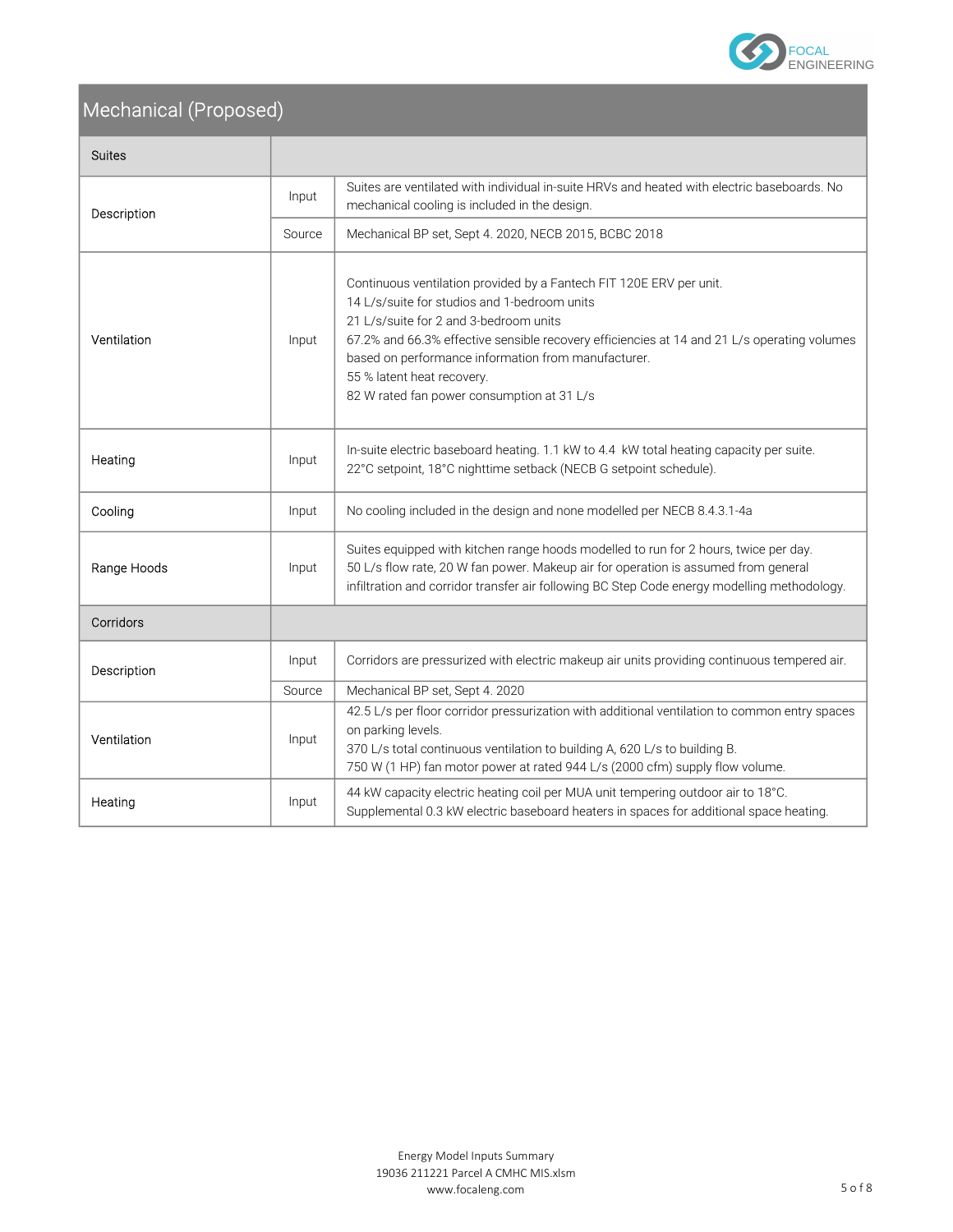## Mechanical (Proposed)

| Suites | | |
|---|---|---|
| Description | Input | Suites are ventilated with individual in-suite HRVs and heated with electric baseboards. No mechanical cooling is included in the design. |
| | Source | Mechanical BP set, Sept 4. 2020, NECB 2015, BCBC 2018 |
| Ventilation | Input | Continuous ventilation provided by a Fantech FIT 120E ERV per unit.<br>14 L/s/suite for studios and 1-bedroom units<br>21 L/s/suite for 2 and 3-bedroom units<br>67.2% and 66.3% effective sensible recovery efficiencies at 14 and 21 L/s operating volumes based on performance information from manufacturer.<br>55 % latent heat recovery.<br>82 W rated fan power consumption at 31 L/s |
| Heating | Input | In-suite electric baseboard heating. 1.1 kW to 4.4 kW total heating capacity per suite.<br>22°C setpoint, 18°C nighttime setback (NECB G setpoint schedule). |
| Cooling | Input | No cooling included in the design and none modelled per NECB 8.4.3.1-4a |
| Range Hoods | Input | Suites equipped with kitchen range hoods modelled to run for 2 hours, twice per day.<br>50 L/s flow rate, 20 W fan power. Makeup air for operation is assumed from general infiltration and corridor transfer air following BC Step Code energy modelling methodology. |
| **Corridors** | | |
| Description | Input | Corridors are pressurized with electric makeup air units providing continuous tempered air. |
| | Source | Mechanical BP set, Sept 4. 2020 |
| Ventilation | Input | 42.5 L/s per floor corridor pressurization with additional ventilation to common entry spaces on parking levels.<br>370 L/s total continuous ventilation to building A, 620 L/s to building B.<br>750 W (1 HP) fan motor power at rated 944 L/s (2000 cfm) supply flow volume. |
| Heating | Input | 44 kW capacity electric heating coil per MUA unit tempering outdoor air to 18°C.<br>Supplemental 0.3 kW electric baseboard heaters in spaces for additional space heating. |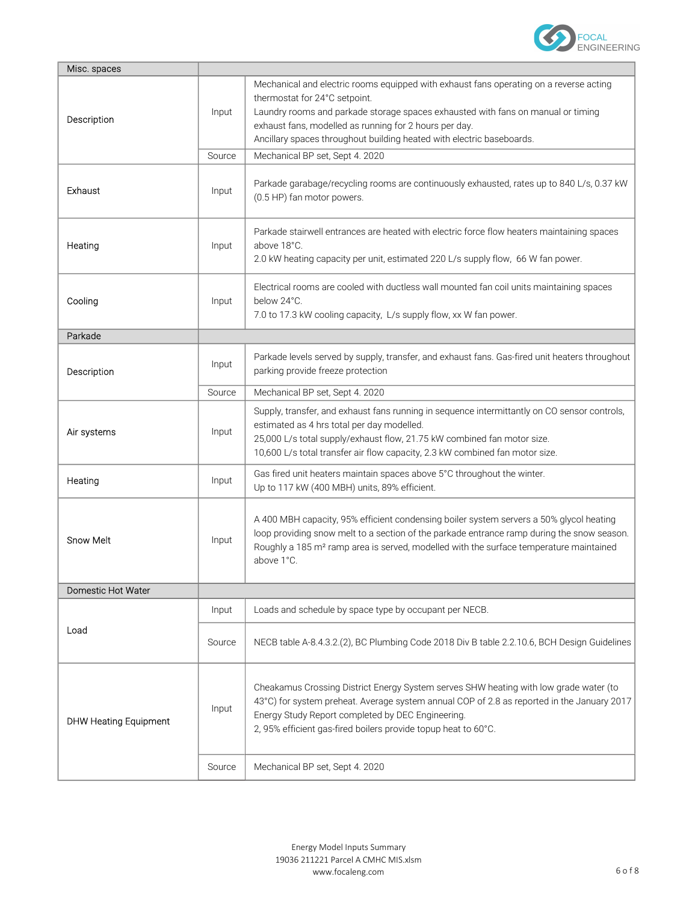| Misc. spaces | | |
|---|---|---|
| Description | Input | Mechanical and electric rooms equipped with exhaust fans operating on a reverse acting thermostat for 24°C setpoint.<br>Laundry rooms and parkade storage spaces exhausted with fans on manual or timing exhaust fans, modelled as running for 2 hours per day.<br>Ancillary spaces throughout building heated with electric baseboards. |
| | Source | Mechanical BP set, Sept 4. 2020 |
| Exhaust | Input | Parkade garbage/recycling rooms are continuously exhausted, rates up to 840 L/s, 0.37 kW (0.5 HP) fan motor powers. |
| Heating | Input | Parkade stairwell entrances are heated with electric force flow heaters maintaining spaces above 18°C.<br>2.0 kW heating capacity per unit, estimated 220 L/s supply flow, 66 W fan power. |
| Cooling | Input | Electrical rooms are cooled with ductless wall mounted fan coil units maintaining spaces below 24°C.<br>7.0 to 17.3 kW cooling capacity, L/s supply flow, xx W fan power. |
| **Parkade** | | |
| Description | Input | Parkade levels served by supply, transfer, and exhaust fans. Gas-fired unit heaters throughout parking provide freeze protection |
| | Source | Mechanical BP set, Sept 4. 2020 |
| Air systems | Input | Supply, transfer, and exhaust fans running in sequence intermittantly on CO sensor controls, estimated as 4 hrs total per day modelled.<br>25,000 L/s total supply/exhaust flow, 21.75 kW combined fan motor size.<br>10,600 L/s total transfer air flow capacity, 2.3 kW combined fan motor size. |
| Heating | Input | Gas fired unit heaters maintain spaces above 5°C throughout the winter.<br>Up to 117 kW (400 MBH) units, 89% efficient. |
| Snow Melt | Input | A 400 MBH capacity, 95% efficient condensing boiler system servers a 50% glycol heating loop providing snow melt to a section of the parkade entrance ramp during the snow season. Roughly a 185 m² ramp area is served, modelled with the surface temperature maintained above 1°C. |
| **Domestic Hot Water** | | |
| Load | Input | Loads and schedule by space type by occupant per NECB. |
| | Source | NECB table A-8.4.3.2.(2), BC Plumbing Code 2018 Div B table 2.2.10.6, BCH Design Guidelines |
| DHW Heating Equipment | Input | Cheakamus Crossing District Energy System serves SHW heating with low grade water (to 43°C) for system preheat. Average system annual COP of 2.8 as reported in the January 2017 Energy Study Report completed by DEC Engineering.<br>2, 95% efficient gas-fired boilers provide topup heat to 60°C. |
| | Source | Mechanical BP set, Sept 4. 2020 |

Energy Model Inputs Summary
19036 211221 Parcel A CMHC MIS.xlsm
www.focaleng.com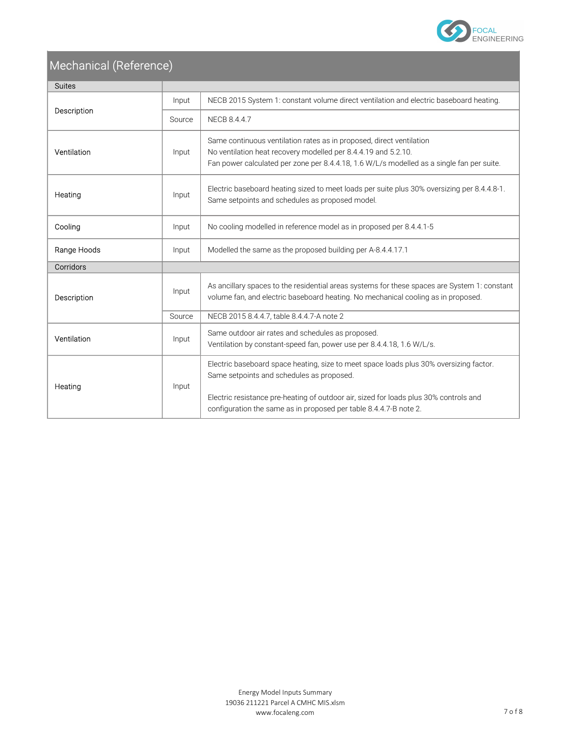## Mechanical (Reference)

| | | |
|---|---|---|
| **Suites** | | |
| Description | Input | NECB 2015 System 1: constant volume direct ventilation and electric baseboard heating. |
| | Source | NECB 8.4.4.7 |
| Ventilation | Input | Same continuous ventilation rates as in proposed, direct ventilation<br>No ventilation heat recovery modelled per 8.4.4.19 and 5.2.10.<br>Fan power calculated per zone per 8.4.4.18, 1.6 W/L/s modelled as a single fan per suite. |
| Heating | Input | Electric baseboard heating sized to meet loads per suite plus 30% oversizing per 8.4.4.8-1.<br>Same setpoints and schedules as proposed model. |
| Cooling | Input | No cooling modelled in reference model as in proposed per 8.4.4.1-5 |
| Range Hoods | Input | Modelled the same as the proposed building per A-8.4.4.17.1 |
| **Corridors** | | |
| Description | Input | As ancillary spaces to the residential areas systems for these spaces are System 1: constant volume fan, and electric baseboard heating. No mechanical cooling as in proposed. |
| | Source | NECB 2015 8.4.4.7, table 8.4.4.7-A note 2 |
| Ventilation | Input | Same outdoor air rates and schedules as proposed.<br>Ventilation by constant-speed fan, power use per 8.4.4.18, 1.6 W/L/s. |
| Heating | Input | Electric baseboard space heating, size to meet space loads plus 30% oversizing factor.<br>Same setpoints and schedules as proposed.<br><br>Electric resistance pre-heating of outdoor air, sized for loads plus 30% controls and configuration the same as in proposed per table 8.4.4.7-B note 2. |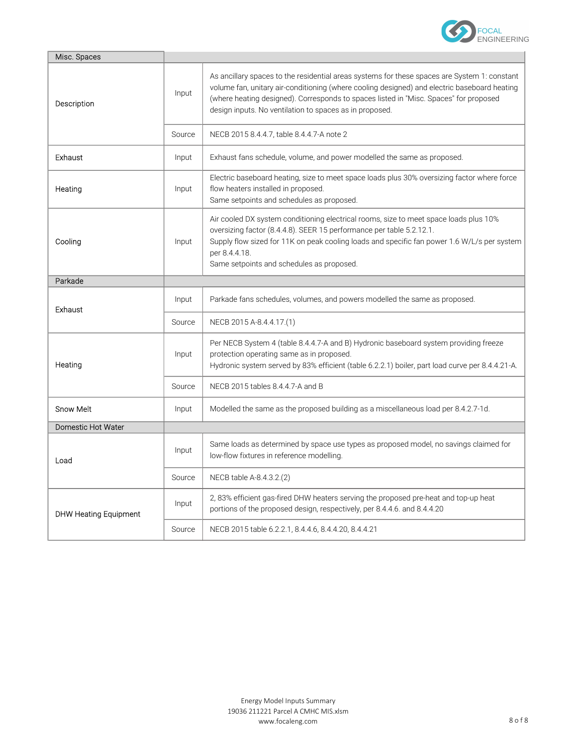| Misc. Spaces | | |
|---|---|---|
| Description | Input | As ancillary spaces to the residential areas systems for these spaces are System 1: constant volume fan, unitary air-conditioning (where cooling designed) and electric baseboard heating (where heating designed). Corresponds to spaces listed in "Misc. Spaces" for proposed design inputs. No ventilation to spaces as in proposed. |
| | Source | NECB 2015 8.4.4.7, table 8.4.4.7-A note 2 |
| Exhaust | Input | Exhaust fans schedule, volume, and power modelled the same as proposed. |
| Heating | Input | Electric baseboard heating, size to meet space loads plus 30% oversizing factor where force flow heaters installed in proposed.<br>Same setpoints and schedules as proposed. |
| Cooling | Input | Air cooled DX system conditioning electrical rooms, size to meet space loads plus 10% oversizing factor (8.4.4.8). SEER 15 performance per table 5.2.12.1.<br>Supply flow sized for 11K on peak cooling loads and specific fan power 1.6 W/L/s per system per 8.4.4.18.<br>Same setpoints and schedules as proposed. |
| **Parkade** | | |
| Exhaust | Input | Parkade fans schedules, volumes, and powers modelled the same as proposed. |
| | Source | NECB 2015 A-8.4.4.17.(1) |
| Heating | Input | Per NECB System 4 (table 8.4.4.7-A and B) Hydronic baseboard system providing freeze protection operating same as in proposed.<br>Hydronic system served by 83% efficient (table 6.2.2.1) boiler, part load curve per 8.4.4.21-A. |
| | Source | NECB 2015 tables 8.4.4.7-A and B |
| Snow Melt | Input | Modelled the same as the proposed building as a miscellaneous load per 8.4.2.7-1d. |
| **Domestic Hot Water** | | |
| Load | Input | Same loads as determined by space use types as proposed model, no savings claimed for low-flow fixtures in reference modelling. |
| | Source | NECB table A-8.4.3.2.(2) |
| DHW Heating Equipment | Input | 2, 83% efficient gas-fired DHW heaters serving the proposed pre-heat and top-up heat portions of the proposed design, respectively, per 8.4.4.6. and 8.4.4.20 |
| | Source | NECB 2015 table 6.2.2.1, 8.4.4.6, 8.4.4.20, 8.4.4.21 |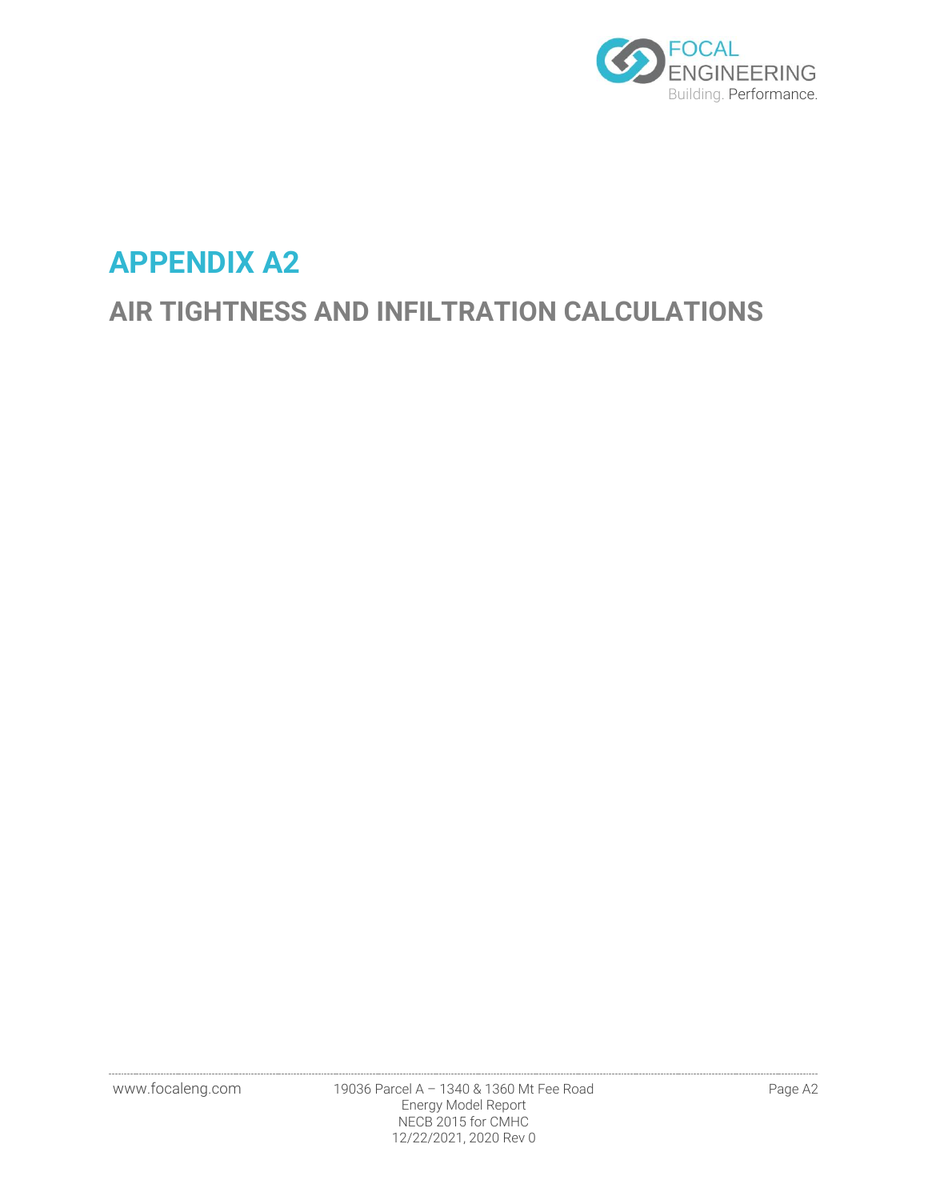# APPENDIX A2

## AIR TIGHTNESS AND INFILTRATION CALCULATIONS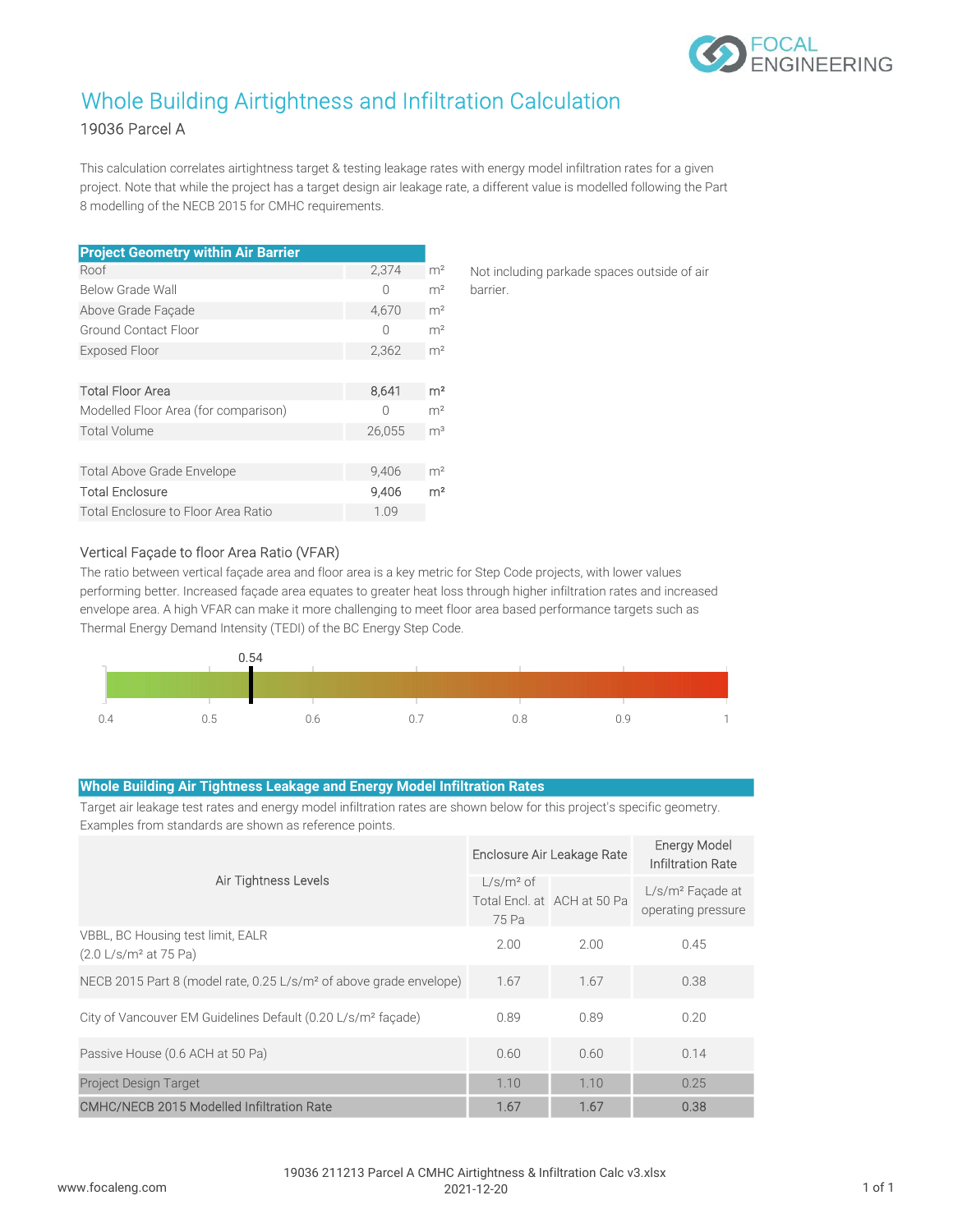# Whole Building Airtightness and Infiltration Calculation

19036 Parcel A

This calculation correlates airtightness target & testing leakage rates with energy model infiltration rates for a given project. Note that while the project has a target design air leakage rate, a different value is modelled following the Part 8 modelling of the NECB 2015 for CMHC requirements.

| Project Geometry within Air Barrier | | |
|---|---|---|
| Roof | 2,374 | m² |
| Below Grade Wall | 0 | m² |
| Above Grade Façade | 4,670 | m² |
| Ground Contact Floor | 0 | m² |
| Exposed Floor | 2,362 | m² |
| | | |
| Total Floor Area | 8,641 | m² |
| Modelled Floor Area (for comparison) | 0 | m² |
| Total Volume | 26,055 | m³ |
| | | |
| Total Above Grade Envelope | 9,406 | m² |
| Total Enclosure | 9,406 | m² |
| Total Enclosure to Floor Area Ratio | 1.09 | |

Not including parkade spaces outside of air barrier.

## Vertical Façade to floor Area Ratio (VFAR)

The ratio between vertical façade area and floor area is a key metric for Step Code projects, with lower values performing better. Increased façade area equates to greater heat loss through higher infiltration rates and increased envelope area. A high VFAR can make it more challenging to meet floor area based performance targets such as Thermal Energy Demand Intensity (TEDI) of the BC Energy Step Code.

0.54

0.4 0.5 0.6 0.7 0.8 0.9 1

## Whole Building Air Tightness Leakage and Energy Model Infiltration Rates

Target air leakage test rates and energy model infiltration rates are shown below for this project's specific geometry. Examples from standards are shown as reference points.

| Air Tightness Levels | Enclosure Air Leakage Rate | | Energy Model Infiltration Rate |
|---|---|---|---|
| | L/s/m² of Total Encl. at 75 Pa | ACH at 50 Pa | L/s/m² Façade at operating pressure |
| VBBL, BC Housing test limit, EALR (2.0 L/s/m² at 75 Pa) | 2.00 | 2.00 | 0.45 |
| NECB 2015 Part 8 (model rate, 0.25 L/s/m² of above grade envelope) | 1.67 | 1.67 | 0.38 |
| City of Vancouver EM Guidelines Default (0.20 L/s/m² façade) | 0.89 | 0.89 | 0.20 |
| Passive House (0.6 ACH at 50 Pa) | 0.60 | 0.60 | 0.14 |
| Project Design Target | 1.10 | 1.10 | 0.25 |
| CMHC/NECB 2015 Modelled Infiltration Rate | 1.67 | 1.67 | 0.38 |